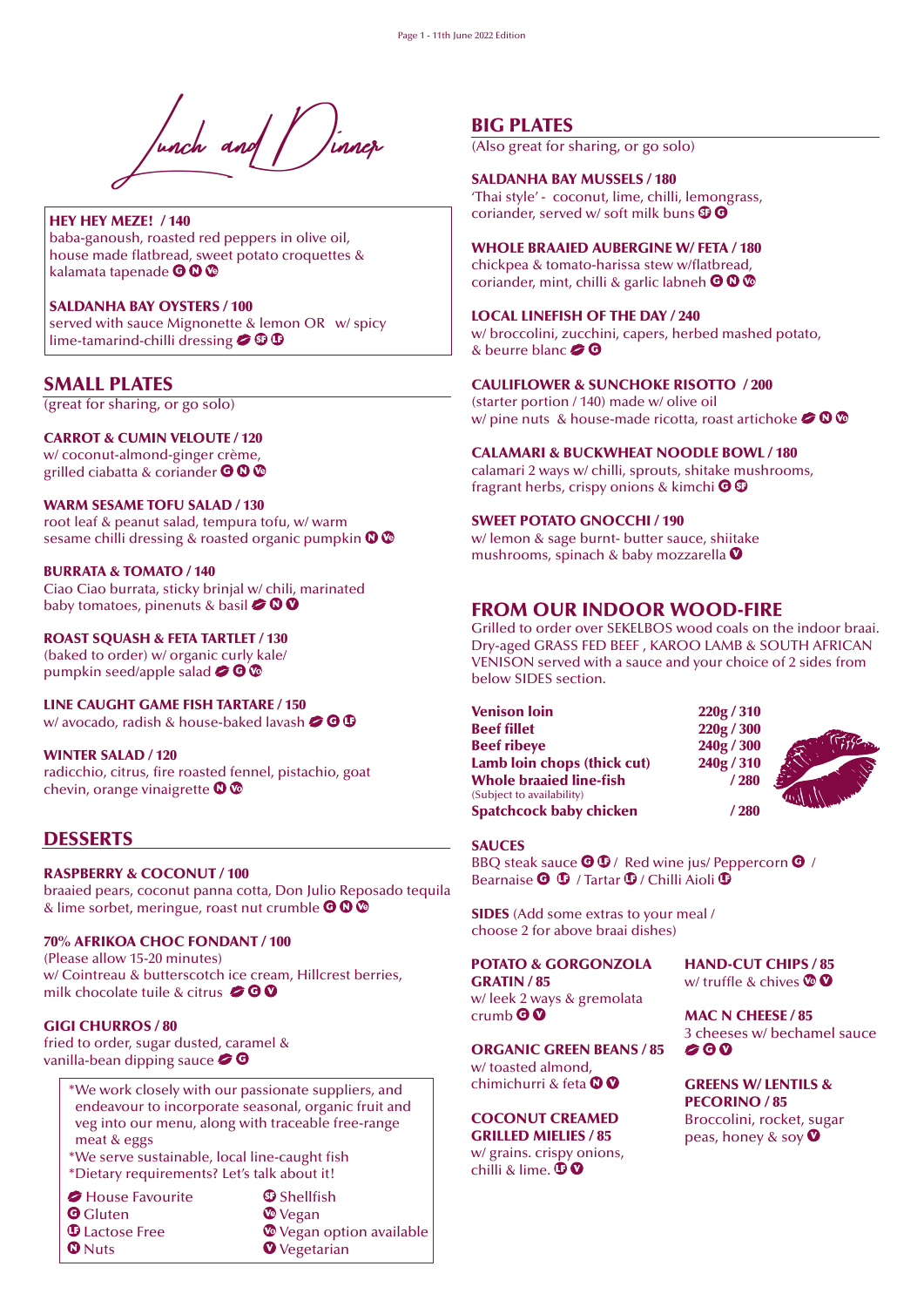# Lunch and Dinner

**HEY HEY MEZE! / 140**
baba-ganoush, roasted red peppers in olive oil, house made flatbread, sweet potato croquettes & kalamata tapenade G N Ve

**SALDANHA BAY OYSTERS / 100**
served with sauce Mignonette & lemon OR w/ spicy lime-tamarind-chilli dressing ♥ SF LF

## SMALL PLATES

(great for sharing, or go solo)

**CARROT & CUMIN VELOUTE / 120**
w/ coconut-almond-ginger crème, grilled ciabatta & coriander G N Ve

**WARM SESAME TOFU SALAD / 130**
root leaf & peanut salad, tempura tofu, w/ warm sesame chilli dressing & roasted organic pumpkin N Ve

**BURRATA & TOMATO / 140**
Ciao Ciao burrata, sticky brinjal w/ chili, marinated baby tomatoes, pinenuts & basil ♥ N V

**ROAST SQUASH & FETA TARTLET / 130**
(baked to order) w/ organic curly kale/ pumpkin seed/apple salad ♥ G Vo

**LINE CAUGHT GAME FISH TARTARE / 150**
w/ avocado, radish & house-baked lavash ♥ G LF

**WINTER SALAD / 120**
radicchio, citrus, fire roasted fennel, pistachio, goat chevin, orange vinaigrette N Vo

## DESSERTS

**RASPBERRY & COCONUT / 100**
braaied pears, coconut panna cotta, Don Julio Reposado tequila & lime sorbet, meringue, roast nut crumble G N Ve

**70% AFRIKOA CHOC FONDANT / 100**
(Please allow 15-20 minutes)
w/ Cointreau & butterscotch ice cream, Hillcrest berries, milk chocolate tuile & citrus ♥ G V

**GIGI CHURROS / 80**
fried to order, sugar dusted, caramel & vanilla-bean dipping sauce ♥ G

*We work closely with our passionate suppliers, and endeavour to incorporate seasonal, organic fruit and veg into our menu, along with traceable free-range meat & eggs
*We serve sustainable, local line-caught fish
*Dietary requirements? Let's talk about it!

♥ House Favourite
G Gluten
LF Lactose Free
N Nuts
SF Shellfish
Ve Vegan
Vo Vegan option available
V Vegetarian

## BIG PLATES

(Also great for sharing, or go solo)

**SALDANHA BAY MUSSELS / 180**
'Thai style' - coconut, lime, chilli, lemongrass, coriander, served w/ soft milk buns SF G

**WHOLE BRAAIED AUBERGINE W/ FETA / 180**
chickpea & tomato-harissa stew w/flatbread, coriander, mint, chilli & garlic labneh G N Vo

**LOCAL LINEFISH OF THE DAY / 240**
w/ broccolini, zucchini, capers, herbed mashed potato, & beurre blanc ♥ G

**CAULIFLOWER & SUNCHOKE RISOTTO / 200**
(starter portion / 140) made w/ olive oil w/ pine nuts & house-made ricotta, roast artichoke ♥ N Vo

**CALAMARI & BUCKWHEAT NOODLE BOWL / 180**
calamari 2 ways w/ chilli, sprouts, shitake mushrooms, fragrant herbs, crispy onions & kimchi G SF

**SWEET POTATO GNOCCHI / 190**
w/ lemon & sage burnt- butter sauce, shiitake mushrooms, spinach & baby mozzarella V

## FROM OUR INDOOR WOOD-FIRE

Grilled to order over SEKELBOS wood coals on the indoor braai. Dry-aged GRASS FED BEEF , KAROO LAMB & SOUTH AFRICAN VENISON served with a sauce and your choice of 2 sides from below SIDES section.

| | |
|---|---|
| **Venison loin** | **220g / 310** |
| **Beef fillet** | **220g / 300** |
| **Beef ribeye** | **240g / 300** |
| **Lamb loin chops (thick cut)** | **240g / 310** |
| **Whole braaied line-fish** (Subject to availability) | **/ 280** |
| **Spatchcock baby chicken** | **/ 280** |

**SAUCES**
BBQ steak sauce G LF / Red wine jus/ Peppercorn G / Bearnaise G LF / Tartar LF / Chilli Aioli LF

**SIDES** (Add some extras to your meal / choose 2 for above braai dishes)

**POTATO & GORGONZOLA GRATIN / 85**
w/ leek 2 ways & gremolata crumb G V

**ORGANIC GREEN BEANS / 85**
w/ toasted almond, chimichurri & feta N V

**COCONUT CREAMED GRILLED MIELIES / 85**
w/ grains. crispy onions, chilli & lime. LF V

**HAND-CUT CHIPS / 85**
w/ truffle & chives Vo V

**MAC N CHEESE / 85**
3 cheeses w/ bechamel sauce ♥ G V

**GREENS W/ LENTILS & PECORINO / 85**
Broccolini, rocket, sugar peas, honey & soy V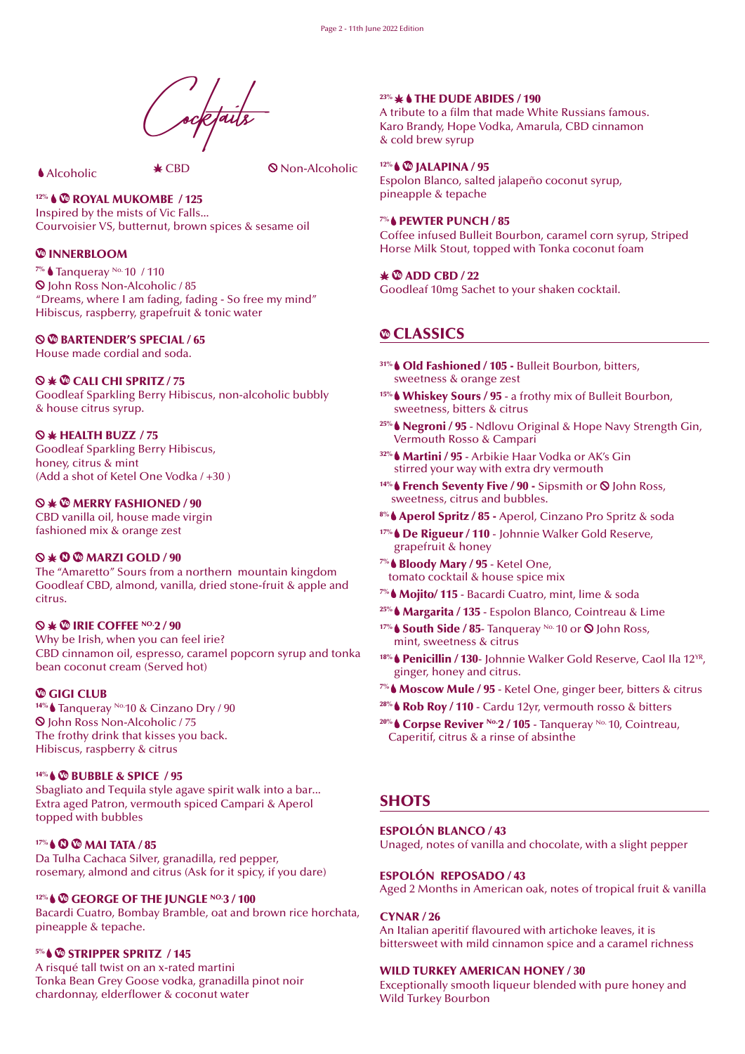# Cocktails

Alcoholic | CBD | Non-Alcoholic

**12% ROYAL MUKOMBE / 125**
Inspired by the mists of Vic Falls...
Courvoisier VS, butternut, brown spices & sesame oil

**INNERBLOOM**
7% Tanqueray No. 10 / 110
John Ross Non-Alcoholic / 85
"Dreams, where I am fading, fading - So free my mind"
Hibiscus, raspberry, grapefruit & tonic water

**BARTENDER'S SPECIAL / 65**
House made cordial and soda.

**CALI CHI SPRITZ / 75**
Goodleaf Sparkling Berry Hibiscus, non-alcoholic bubbly & house citrus syrup.

**HEALTH BUZZ / 75**
Goodleaf Sparkling Berry Hibiscus, honey, citrus & mint
(Add a shot of Ketel One Vodka / +30 )

**MERRY FASHIONED / 90**
CBD vanilla oil, house made virgin fashioned mix & orange zest

**MARZI GOLD / 90**
The "Amaretto" Sours from a northern mountain kingdom
Goodleaf CBD, almond, vanilla, dried stone-fruit & apple and citrus.

**IRIE COFFEE No.2 / 90**
Why be Irish, when you can feel irie?
CBD cinnamon oil, espresso, caramel popcorn syrup and tonka bean coconut cream (Served hot)

**GIGI CLUB**
14% Tanqueray No.10 & Cinzano Dry / 90
John Ross Non-Alcoholic / 75
The frothy drink that kisses you back.
Hibiscus, raspberry & citrus

**14% BUBBLE & SPICE / 95**
Sbagliato and Tequila style agave spirit walk into a bar...
Extra aged Patron, vermouth spiced Campari & Aperol topped with bubbles

**17% MAI TATA / 85**
Da Tulha Cachaca Silver, granadilla, red pepper, rosemary, almond and citrus (Ask for it spicy, if you dare)

**12% GEORGE OF THE JUNGLE No.3 / 100**
Bacardi Cuatro, Bombay Bramble, oat and brown rice horchata, pineapple & tepache.

**5% STRIPPER SPRITZ / 145**
A risqué tall twist on an x-rated martini
Tonka Bean Grey Goose vodka, granadilla pinot noir chardonnay, elderflower & coconut water

**23% THE DUDE ABIDES / 190**
A tribute to a film that made White Russians famous.
Karo Brandy, Hope Vodka, Amarula, CBD cinnamon & cold brew syrup

**12% JALAPINA / 95**
Espolon Blanco, salted jalapeño coconut syrup, pineapple & tepache

**7% PEWTER PUNCH / 85**
Coffee infused Bulleit Bourbon, caramel corn syrup, Striped Horse Milk Stout, topped with Tonka coconut foam

**ADD CBD / 22**
Goodleaf 10mg Sachet to your shaken cocktail.

## CLASSICS

- 31% **Old Fashioned / 105 -** Bulleit Bourbon, bitters, sweetness & orange zest
- 15% **Whiskey Sours / 95** - a frothy mix of Bulleit Bourbon, sweetness, bitters & citrus
- 25% **Negroni / 95** - Ndlovu Original & Hope Navy Strength Gin, Vermouth Rosso & Campari
- 32% **Martini / 95** - Arbikie Haar Vodka or AK's Gin stirred your way with extra dry vermouth
- 14% **French Seventy Five / 90 -** Sipsmith or John Ross, sweetness, citrus and bubbles.
- 8% **Aperol Spritz / 85 -** Aperol, Cinzano Pro Spritz & soda
- 17% **De Rigueur / 110** - Johnnie Walker Gold Reserve, grapefruit & honey
- 7% **Bloody Mary / 95** - Ketel One, tomato cocktail & house spice mix
- 7% **Mojito/ 115** - Bacardi Cuatro, mint, lime & soda
- 25% **Margarita / 135** - Espolon Blanco, Cointreau & Lime
- 17% **South Side / 85**- Tanqueray No. 10 or John Ross, mint, sweetness & citrus
- 18% **Penicillin / 130**- Johnnie Walker Gold Reserve, Caol Ila 12YR, ginger, honey and citrus.
- 7% **Moscow Mule / 95** - Ketel One, ginger beer, bitters & citrus
- 28% **Rob Roy / 110** - Cardu 12yr, vermouth rosso & bitters
- 20% **Corpse Reviver No.2 / 105** - Tanqueray No. 10, Cointreau, Caperitif, citrus & a rinse of absinthe

## SHOTS

**ESPOLÓN BLANCO / 43**
Unaged, notes of vanilla and chocolate, with a slight pepper

**ESPOLÓN REPOSADO / 43**
Aged 2 Months in American oak, notes of tropical fruit & vanilla

**CYNAR / 26**
An Italian aperitif flavoured with artichoke leaves, it is bittersweet with mild cinnamon spice and a caramel richness

**WILD TURKEY AMERICAN HONEY / 30**
Exceptionally smooth liqueur blended with pure honey and Wild Turkey Bourbon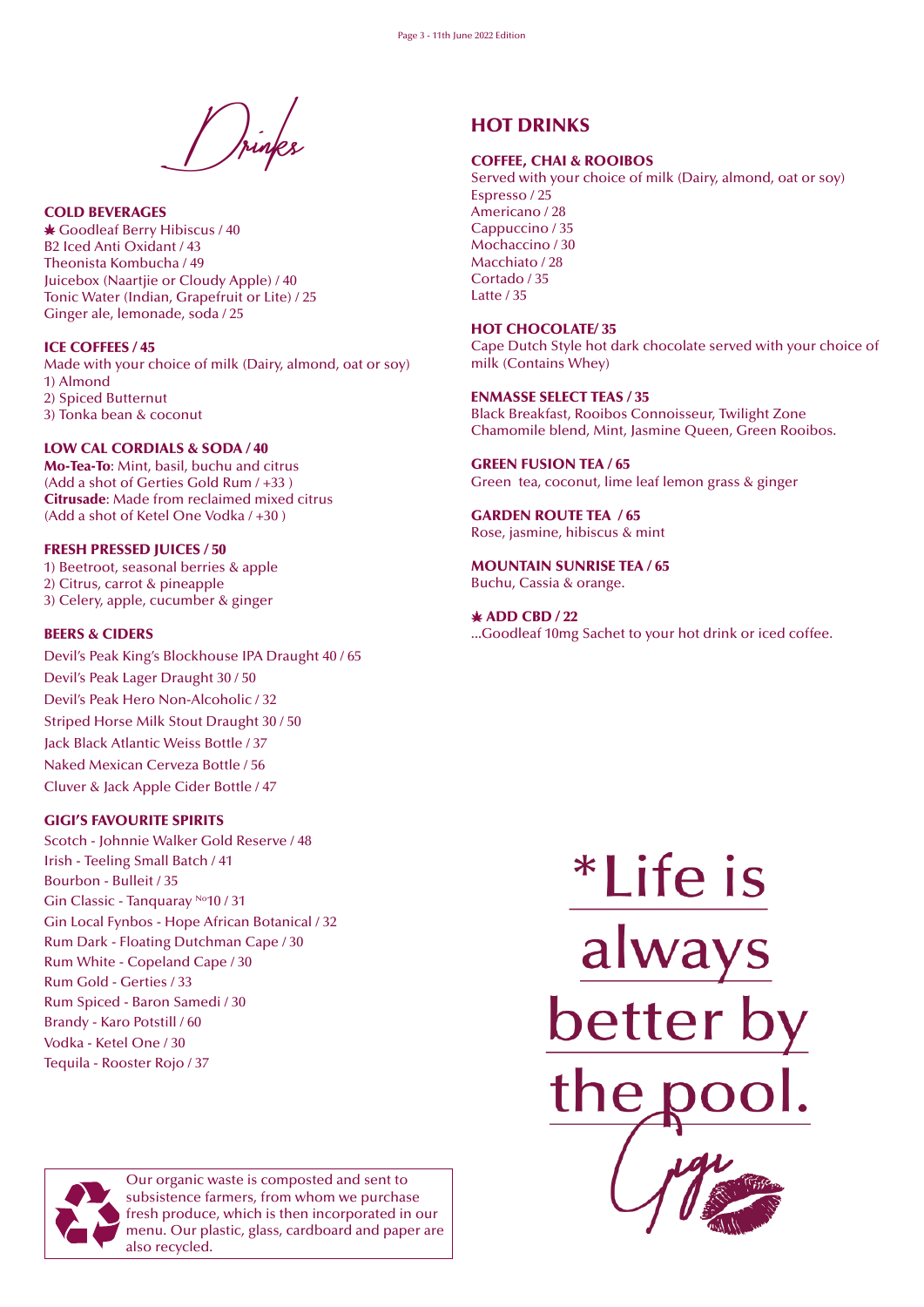# Drinks

## COLD BEVERAGES

✳ Goodleaf Berry Hibiscus / 40
B2 Iced Anti Oxidant / 43
Theonista Kombucha / 49
Juicebox (Naartjie or Cloudy Apple) / 40
Tonic Water (Indian, Grapefruit or Lite) / 25
Ginger ale, lemonade, soda / 25

## ICE COFFEES / 45

Made with your choice of milk (Dairy, almond, oat or soy)

1) Almond
2) Spiced Butternut
3) Tonka bean & coconut

## LOW CAL CORDIALS & SODA / 40

**Mo-Tea-To**: Mint, basil, buchu and citrus
(Add a shot of Gerties Gold Rum / +33 )
**Citrusade**: Made from reclaimed mixed citrus
(Add a shot of Ketel One Vodka / +30 )

## FRESH PRESSED JUICES / 50

1) Beetroot, seasonal berries & apple
2) Citrus, carrot & pineapple
3) Celery, apple, cucumber & ginger

## BEERS & CIDERS

Devil's Peak King's Blockhouse IPA Draught 40 / 65
Devil's Peak Lager Draught 30 / 50
Devil's Peak Hero Non-Alcoholic / 32
Striped Horse Milk Stout Draught 30 / 50
Jack Black Atlantic Weiss Bottle / 37
Naked Mexican Cerveza Bottle / 56
Cluver & Jack Apple Cider Bottle / 47

## GIGI'S FAVOURITE SPIRITS

Scotch - Johnnie Walker Gold Reserve / 48
Irish - Teeling Small Batch / 41
Bourbon - Bulleit / 35
Gin Classic - Tanquaray №10 / 31
Gin Local Fynbos - Hope African Botanical / 32
Rum Dark - Floating Dutchman Cape / 30
Rum White - Copeland Cape / 30
Rum Gold - Gerties / 33
Rum Spiced - Baron Samedi / 30
Brandy - Karo Potstill / 60
Vodka - Ketel One / 30
Tequila - Rooster Rojo / 37

Our organic waste is composted and sent to subsistence farmers, from whom we purchase fresh produce, which is then incorporated in our menu. Our plastic, glass, cardboard and paper are also recycled.

## HOT DRINKS

### COFFEE, CHAI & ROOIBOS

Served with your choice of milk (Dairy, almond, oat or soy)

Espresso / 25
Americano / 28
Cappuccino / 35
Mochaccino / 30
Macchiato / 28
Cortado / 35
Latte / 35

### HOT CHOCOLATE/ 35

Cape Dutch Style hot dark chocolate served with your choice of milk (Contains Whey)

### ENMASSE SELECT TEAS / 35

Black Breakfast, Rooibos Connoisseur, Twilight Zone Chamomile blend, Mint, Jasmine Queen, Green Rooibos.

### GREEN FUSION TEA / 65

Green tea, coconut, lime leaf lemon grass & ginger

### GARDEN ROUTE TEA / 65

Rose, jasmine, hibiscus & mint

### MOUNTAIN SUNRISE TEA / 65

Buchu, Cassia & orange.

### ✳ ADD CBD / 22

...Goodleaf 10mg Sachet to your hot drink or iced coffee.

*Life is always better by the pool.

Gigi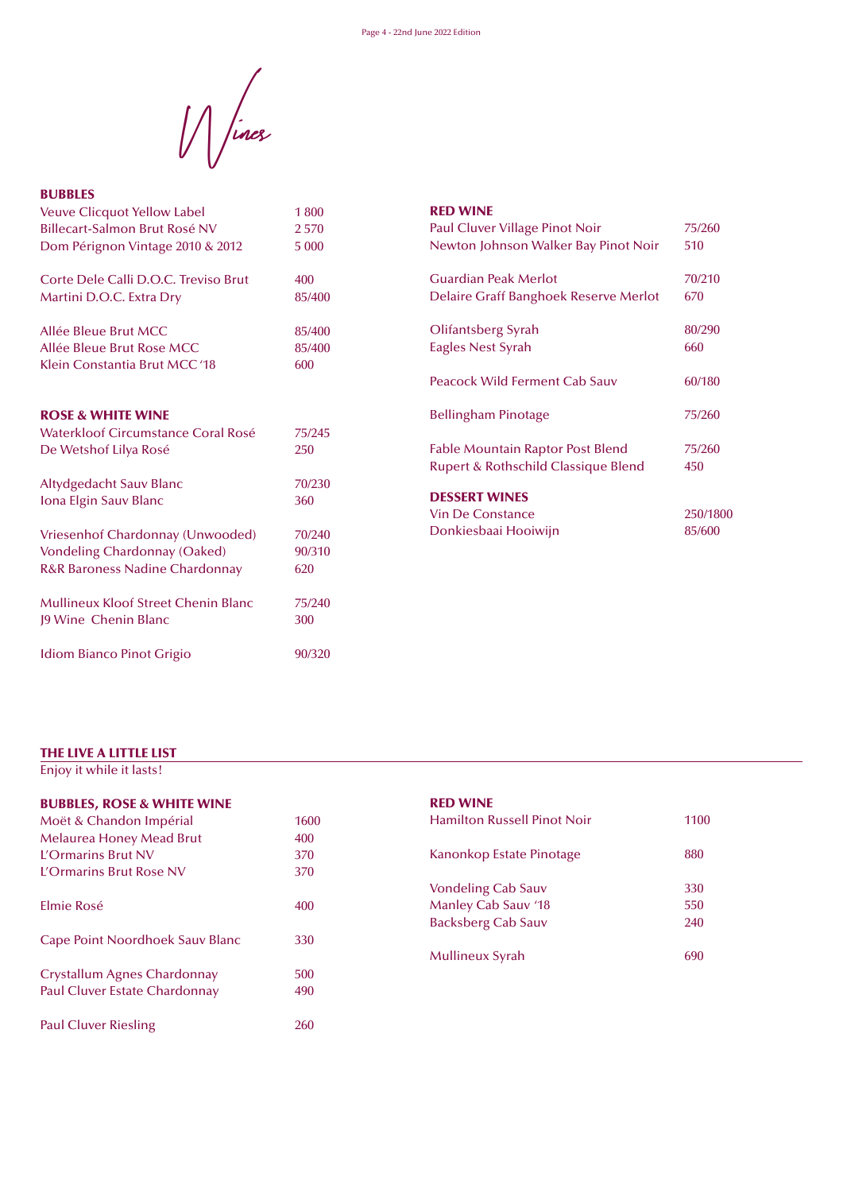# Wines

## BUBBLES

| | |
|---|---|
| Veuve Clicquot Yellow Label | 1 800 |
| Billecart-Salmon Brut Rosé NV | 2 570 |
| Dom Pérignon Vintage 2010 & 2012 | 5 000 |
| Corte Dele Calli D.O.C. Treviso Brut | 400 |
| Martini D.O.C. Extra Dry | 85/400 |
| Allée Bleue Brut MCC | 85/400 |
| Allée Bleue Brut Rose MCC | 85/400 |
| Klein Constantia Brut MCC '18 | 600 |

## ROSE & WHITE WINE

| | |
|---|---|
| Waterkloof Circumstance Coral Rosé | 75/245 |
| De Wetshof Lilya Rosé | 250 |
| Altydgedacht Sauv Blanc | 70/230 |
| Iona Elgin Sauv Blanc | 360 |
| Vriesenhof Chardonnay (Unwooded) | 70/240 |
| Vondeling Chardonnay (Oaked) | 90/310 |
| R&R Baroness Nadine Chardonnay | 620 |
| Mullineux Kloof Street Chenin Blanc | 75/240 |
| J9 Wine Chenin Blanc | 300 |
| Idiom Bianco Pinot Grigio | 90/320 |

## RED WINE

| | |
|---|---|
| Paul Cluver Village Pinot Noir | 75/260 |
| Newton Johnson Walker Bay Pinot Noir | 510 |
| Guardian Peak Merlot | 70/210 |
| Delaire Graff Banghoek Reserve Merlot | 670 |
| Olifantsberg Syrah | 80/290 |
| Eagles Nest Syrah | 660 |
| Peacock Wild Ferment Cab Sauv | 60/180 |
| Bellingham Pinotage | 75/260 |
| Fable Mountain Raptor Post Blend | 75/260 |
| Rupert & Rothschild Classique Blend | 450 |

## DESSERT WINES

| | |
|---|---|
| Vin De Constance | 250/1800 |
| Donkiesbaai Hooiwijn | 85/600 |

## THE LIVE A LITTLE LIST

Enjoy it while it lasts!

### BUBBLES, ROSE & WHITE WINE

| | |
|---|---|
| Moët & Chandon Impérial | 1600 |
| Melaurea Honey Mead Brut | 400 |
| L'Ormarins Brut NV | 370 |
| L'Ormarins Brut Rose NV | 370 |
| Elmie Rosé | 400 |
| Cape Point Noordhoek Sauv Blanc | 330 |
| Crystallum Agnes Chardonnay | 500 |
| Paul Cluver Estate Chardonnay | 490 |
| Paul Cluver Riesling | 260 |

### RED WINE

| | |
|---|---|
| Hamilton Russell Pinot Noir | 1100 |
| Kanonkop Estate Pinotage | 880 |
| Vondeling Cab Sauv | 330 |
| Manley Cab Sauv '18 | 550 |
| Backsberg Cab Sauv | 240 |
| Mullineux Syrah | 690 |